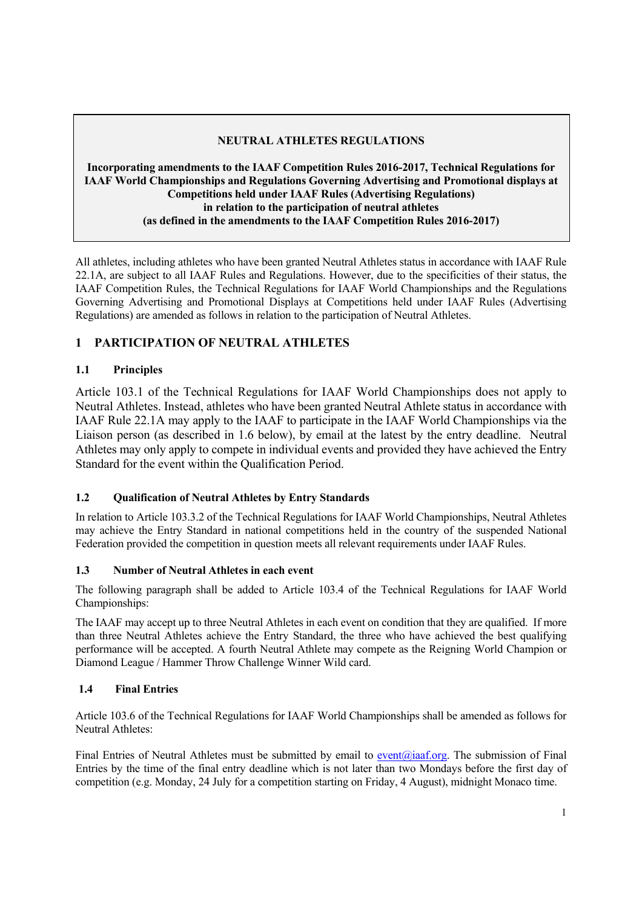**NEUTRAL ATHLETES REGULATIONS**

**Incorporating amendments to the IAAF Competition Rules 2016-2017, Technical Regulations for IAAF World Championships and Regulations Governing Advertising and Promotional displays at Competitions held under IAAF Rules (Advertising Regulations) in relation to the participation of neutral athletes (as defined in the amendments to the IAAF Competition Rules 2016-2017)**

All athletes, including athletes who have been granted Neutral Athletes status in accordance with IAAF Rule 22.1A, are subject to all IAAF Rules and Regulations. However, due to the specificities of their status, the IAAF Competition Rules, the Technical Regulations for IAAF World Championships and the Regulations Governing Advertising and Promotional Displays at Competitions held under IAAF Rules (Advertising Regulations) are amended as follows in relation to the participation of Neutral Athletes.

## 1 PARTICIPATION OF NEUTRAL ATHLETES

### 1.1 Principles

Article 103.1 of the Technical Regulations for IAAF World Championships does not apply to Neutral Athletes. Instead, athletes who have been granted Neutral Athlete status in accordance with IAAF Rule 22.1A may apply to the IAAF to participate in the IAAF World Championships via the Liaison person (as described in 1.6 below), by email at the latest by the entry deadline. Neutral Athletes may only apply to compete in individual events and provided they have achieved the Entry Standard for the event within the Qualification Period.

### 1.2 Qualification of Neutral Athletes by Entry Standards

In relation to Article 103.3.2 of the Technical Regulations for IAAF World Championships, Neutral Athletes may achieve the Entry Standard in national competitions held in the country of the suspended National Federation provided the competition in question meets all relevant requirements under IAAF Rules.

### 1.3 Number of Neutral Athletes in each event

The following paragraph shall be added to Article 103.4 of the Technical Regulations for IAAF World Championships:

The IAAF may accept up to three Neutral Athletes in each event on condition that they are qualified. If more than three Neutral Athletes achieve the Entry Standard, the three who have achieved the best qualifying performance will be accepted. A fourth Neutral Athlete may compete as the Reigning World Champion or Diamond League / Hammer Throw Challenge Winner Wild card.

### 1.4 Final Entries

Article 103.6 of the Technical Regulations for IAAF World Championships shall be amended as follows for Neutral Athletes:

Final Entries of Neutral Athletes must be submitted by email to event@iaaf.org. The submission of Final Entries by the time of the final entry deadline which is not later than two Mondays before the first day of competition (e.g. Monday, 24 July for a competition starting on Friday, 4 August), midnight Monaco time.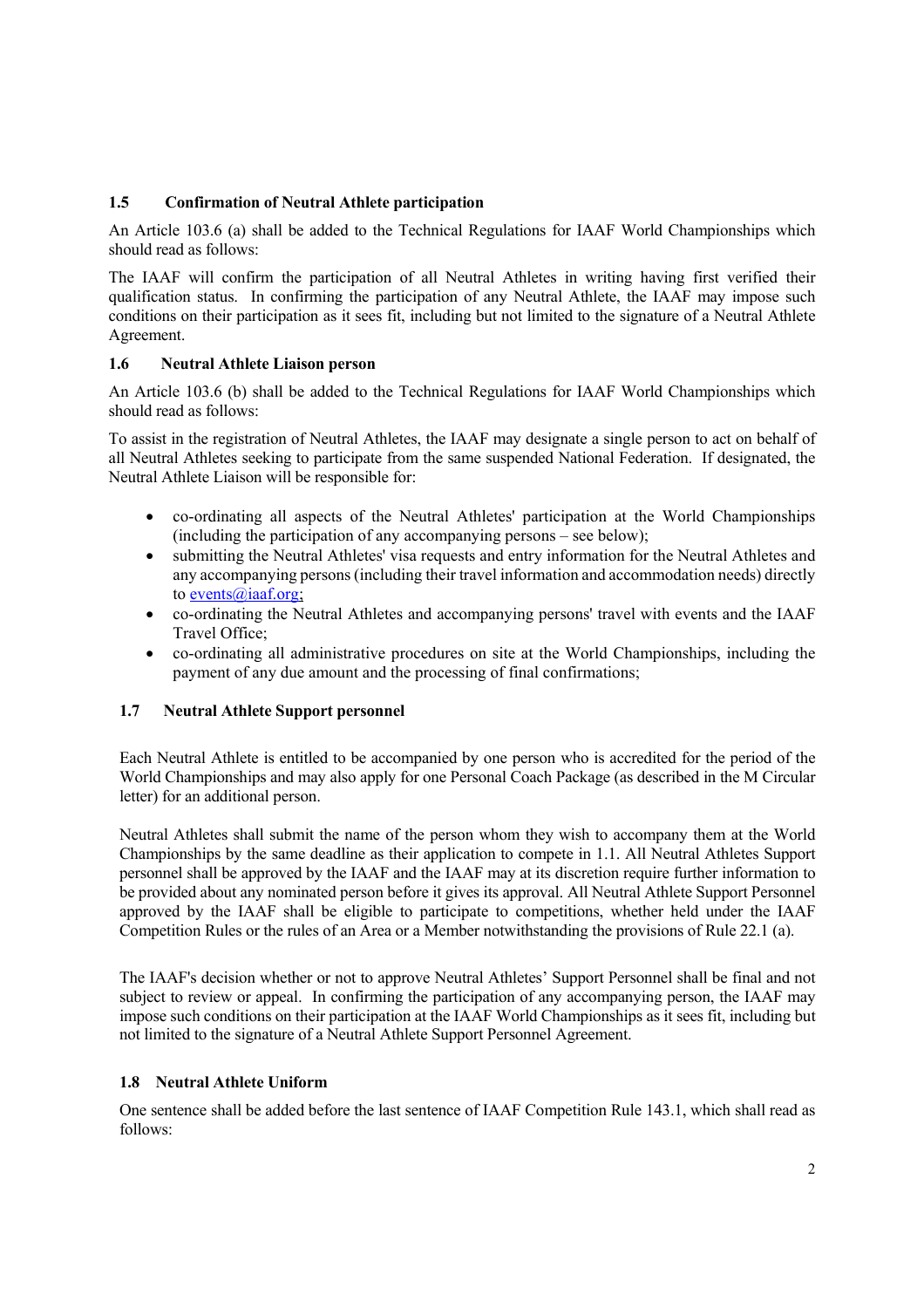### 1.5 Confirmation of Neutral Athlete participation

An Article 103.6 (a) shall be added to the Technical Regulations for IAAF World Championships which should read as follows:

The IAAF will confirm the participation of all Neutral Athletes in writing having first verified their qualification status. In confirming the participation of any Neutral Athlete, the IAAF may impose such conditions on their participation as it sees fit, including but not limited to the signature of a Neutral Athlete Agreement.

### 1.6 Neutral Athlete Liaison person

An Article 103.6 (b) shall be added to the Technical Regulations for IAAF World Championships which should read as follows:

To assist in the registration of Neutral Athletes, the IAAF may designate a single person to act on behalf of all Neutral Athletes seeking to participate from the same suspended National Federation. If designated, the Neutral Athlete Liaison will be responsible for:

- co-ordinating all aspects of the Neutral Athletes' participation at the World Championships (including the participation of any accompanying persons – see below);
- submitting the Neutral Athletes' visa requests and entry information for the Neutral Athletes and any accompanying persons (including their travel information and accommodation needs) directly to events@iaaf.org;
- co-ordinating the Neutral Athletes and accompanying persons' travel with events and the IAAF Travel Office;
- co-ordinating all administrative procedures on site at the World Championships, including the payment of any due amount and the processing of final confirmations;

### 1.7 Neutral Athlete Support personnel

Each Neutral Athlete is entitled to be accompanied by one person who is accredited for the period of the World Championships and may also apply for one Personal Coach Package (as described in the M Circular letter) for an additional person.

Neutral Athletes shall submit the name of the person whom they wish to accompany them at the World Championships by the same deadline as their application to compete in 1.1. All Neutral Athletes Support personnel shall be approved by the IAAF and the IAAF may at its discretion require further information to be provided about any nominated person before it gives its approval. All Neutral Athlete Support Personnel approved by the IAAF shall be eligible to participate to competitions, whether held under the IAAF Competition Rules or the rules of an Area or a Member notwithstanding the provisions of Rule 22.1 (a).

The IAAF's decision whether or not to approve Neutral Athletes' Support Personnel shall be final and not subject to review or appeal. In confirming the participation of any accompanying person, the IAAF may impose such conditions on their participation at the IAAF World Championships as it sees fit, including but not limited to the signature of a Neutral Athlete Support Personnel Agreement.

### 1.8 Neutral Athlete Uniform

One sentence shall be added before the last sentence of IAAF Competition Rule 143.1, which shall read as follows: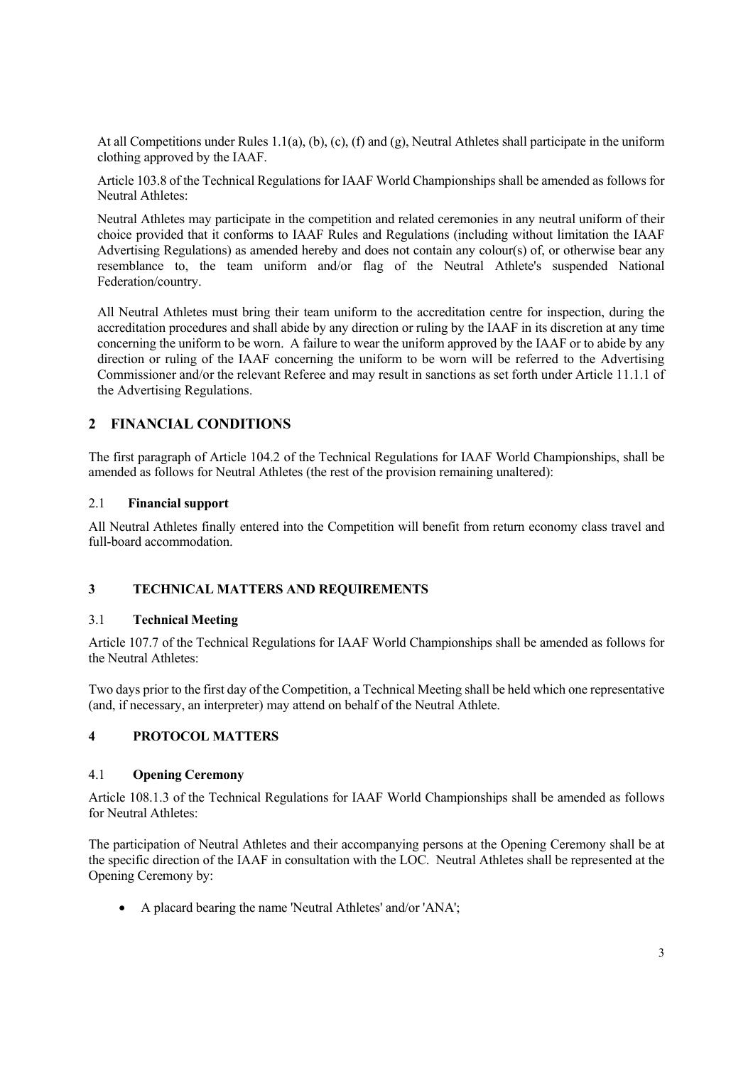At all Competitions under Rules 1.1(a), (b), (c), (f) and (g), Neutral Athletes shall participate in the uniform clothing approved by the IAAF.

Article 103.8 of the Technical Regulations for IAAF World Championships shall be amended as follows for Neutral Athletes:

Neutral Athletes may participate in the competition and related ceremonies in any neutral uniform of their choice provided that it conforms to IAAF Rules and Regulations (including without limitation the IAAF Advertising Regulations) as amended hereby and does not contain any colour(s) of, or otherwise bear any resemblance to, the team uniform and/or flag of the Neutral Athlete's suspended National Federation/country.

All Neutral Athletes must bring their team uniform to the accreditation centre for inspection, during the accreditation procedures and shall abide by any direction or ruling by the IAAF in its discretion at any time concerning the uniform to be worn. A failure to wear the uniform approved by the IAAF or to abide by any direction or ruling of the IAAF concerning the uniform to be worn will be referred to the Advertising Commissioner and/or the relevant Referee and may result in sanctions as set forth under Article 11.1.1 of the Advertising Regulations.

## 2 FINANCIAL CONDITIONS

The first paragraph of Article 104.2 of the Technical Regulations for IAAF World Championships, shall be amended as follows for Neutral Athletes (the rest of the provision remaining unaltered):

### 2.1 Financial support

All Neutral Athletes finally entered into the Competition will benefit from return economy class travel and full-board accommodation.

## 3 TECHNICAL MATTERS AND REQUIREMENTS

### 3.1 Technical Meeting

Article 107.7 of the Technical Regulations for IAAF World Championships shall be amended as follows for the Neutral Athletes:

Two days prior to the first day of the Competition, a Technical Meeting shall be held which one representative (and, if necessary, an interpreter) may attend on behalf of the Neutral Athlete.

## 4 PROTOCOL MATTERS

### 4.1 Opening Ceremony

Article 108.1.3 of the Technical Regulations for IAAF World Championships shall be amended as follows for Neutral Athletes:

The participation of Neutral Athletes and their accompanying persons at the Opening Ceremony shall be at the specific direction of the IAAF in consultation with the LOC. Neutral Athletes shall be represented at the Opening Ceremony by:

- A placard bearing the name 'Neutral Athletes' and/or 'ANA';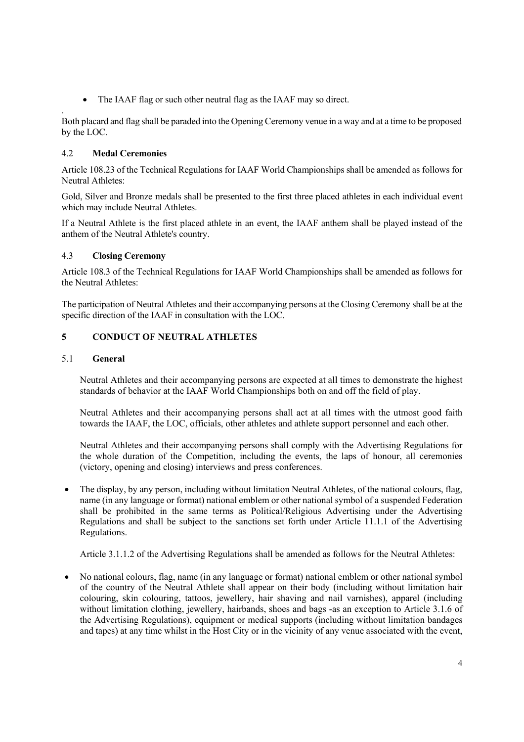- The IAAF flag or such other neutral flag as the IAAF may so direct.

Both placard and flag shall be paraded into the Opening Ceremony venue in a way and at a time to be proposed by the LOC.

### 4.2 Medal Ceremonies

Article 108.23 of the Technical Regulations for IAAF World Championships shall be amended as follows for Neutral Athletes:

Gold, Silver and Bronze medals shall be presented to the first three placed athletes in each individual event which may include Neutral Athletes.

If a Neutral Athlete is the first placed athlete in an event, the IAAF anthem shall be played instead of the anthem of the Neutral Athlete's country.

### 4.3 Closing Ceremony

Article 108.3 of the Technical Regulations for IAAF World Championships shall be amended as follows for the Neutral Athletes:

The participation of Neutral Athletes and their accompanying persons at the Closing Ceremony shall be at the specific direction of the IAAF in consultation with the LOC.

## 5 CONDUCT OF NEUTRAL ATHLETES

### 5.1 General

Neutral Athletes and their accompanying persons are expected at all times to demonstrate the highest standards of behavior at the IAAF World Championships both on and off the field of play.

Neutral Athletes and their accompanying persons shall act at all times with the utmost good faith towards the IAAF, the LOC, officials, other athletes and athlete support personnel and each other.

Neutral Athletes and their accompanying persons shall comply with the Advertising Regulations for the whole duration of the Competition, including the events, the laps of honour, all ceremonies (victory, opening and closing) interviews and press conferences.

- The display, by any person, including without limitation Neutral Athletes, of the national colours, flag, name (in any language or format) national emblem or other national symbol of a suspended Federation shall be prohibited in the same terms as Political/Religious Advertising under the Advertising Regulations and shall be subject to the sanctions set forth under Article 11.1.1 of the Advertising Regulations.

Article 3.1.1.2 of the Advertising Regulations shall be amended as follows for the Neutral Athletes:

- No national colours, flag, name (in any language or format) national emblem or other national symbol of the country of the Neutral Athlete shall appear on their body (including without limitation hair colouring, skin colouring, tattoos, jewellery, hair shaving and nail varnishes), apparel (including without limitation clothing, jewellery, hairbands, shoes and bags -as an exception to Article 3.1.6 of the Advertising Regulations), equipment or medical supports (including without limitation bandages and tapes) at any time whilst in the Host City or in the vicinity of any venue associated with the event,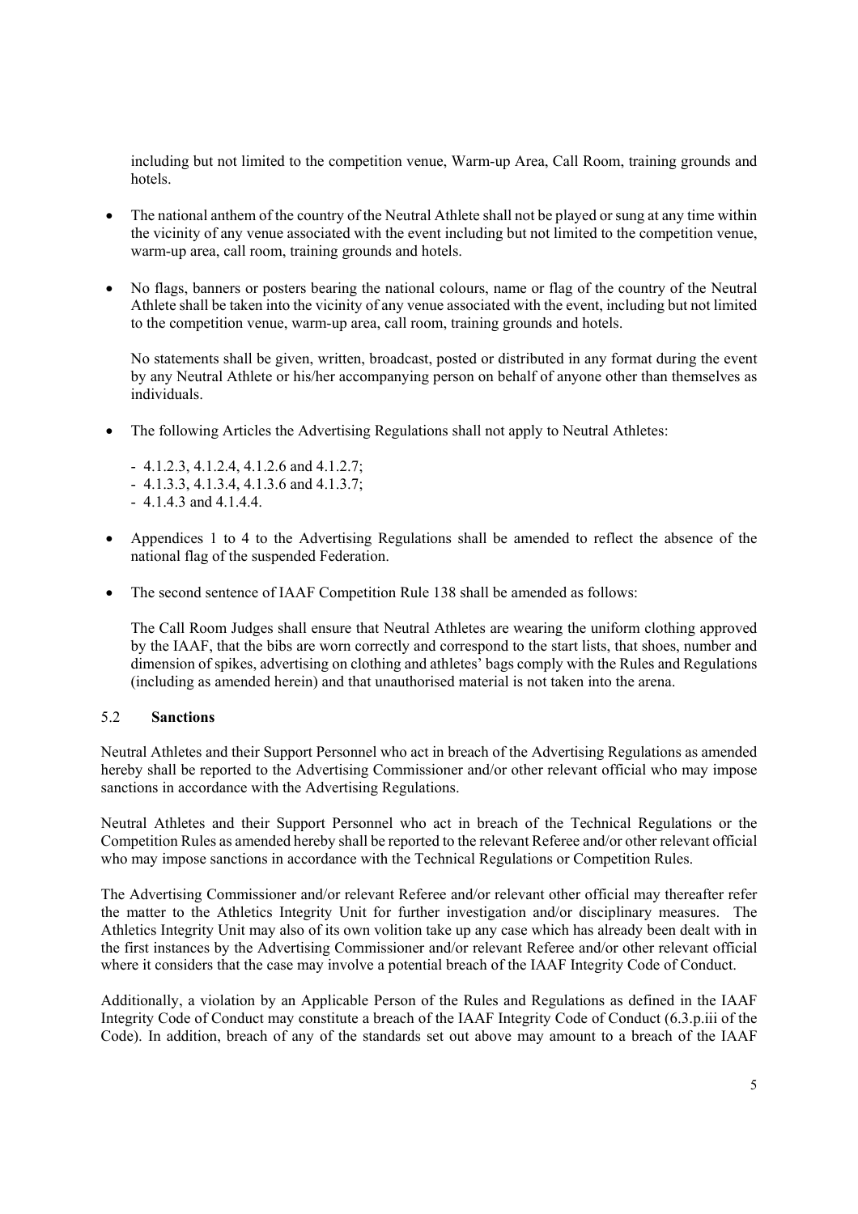including but not limited to the competition venue, Warm-up Area, Call Room, training grounds and hotels.

- The national anthem of the country of the Neutral Athlete shall not be played or sung at any time within the vicinity of any venue associated with the event including but not limited to the competition venue, warm-up area, call room, training grounds and hotels.

- No flags, banners or posters bearing the national colours, name or flag of the country of the Neutral Athlete shall be taken into the vicinity of any venue associated with the event, including but not limited to the competition venue, warm-up area, call room, training grounds and hotels.

  No statements shall be given, written, broadcast, posted or distributed in any format during the event by any Neutral Athlete or his/her accompanying person on behalf of anyone other than themselves as individuals.

- The following Articles the Advertising Regulations shall not apply to Neutral Athletes:

  - 4.1.2.3, 4.1.2.4, 4.1.2.6 and 4.1.2.7;
  - 4.1.3.3, 4.1.3.4, 4.1.3.6 and 4.1.3.7;
  - 4.1.4.3 and 4.1.4.4.

- Appendices 1 to 4 to the Advertising Regulations shall be amended to reflect the absence of the national flag of the suspended Federation.

- The second sentence of IAAF Competition Rule 138 shall be amended as follows:

  The Call Room Judges shall ensure that Neutral Athletes are wearing the uniform clothing approved by the IAAF, that the bibs are worn correctly and correspond to the start lists, that shoes, number and dimension of spikes, advertising on clothing and athletes' bags comply with the Rules and Regulations (including as amended herein) and that unauthorised material is not taken into the arena.

### 5.2 **Sanctions**

Neutral Athletes and their Support Personnel who act in breach of the Advertising Regulations as amended hereby shall be reported to the Advertising Commissioner and/or other relevant official who may impose sanctions in accordance with the Advertising Regulations.

Neutral Athletes and their Support Personnel who act in breach of the Technical Regulations or the Competition Rules as amended hereby shall be reported to the relevant Referee and/or other relevant official who may impose sanctions in accordance with the Technical Regulations or Competition Rules.

The Advertising Commissioner and/or relevant Referee and/or relevant other official may thereafter refer the matter to the Athletics Integrity Unit for further investigation and/or disciplinary measures. The Athletics Integrity Unit may also of its own volition take up any case which has already been dealt with in the first instances by the Advertising Commissioner and/or relevant Referee and/or other relevant official where it considers that the case may involve a potential breach of the IAAF Integrity Code of Conduct.

Additionally, a violation by an Applicable Person of the Rules and Regulations as defined in the IAAF Integrity Code of Conduct may constitute a breach of the IAAF Integrity Code of Conduct (6.3.p.iii of the Code). In addition, breach of any of the standards set out above may amount to a breach of the IAAF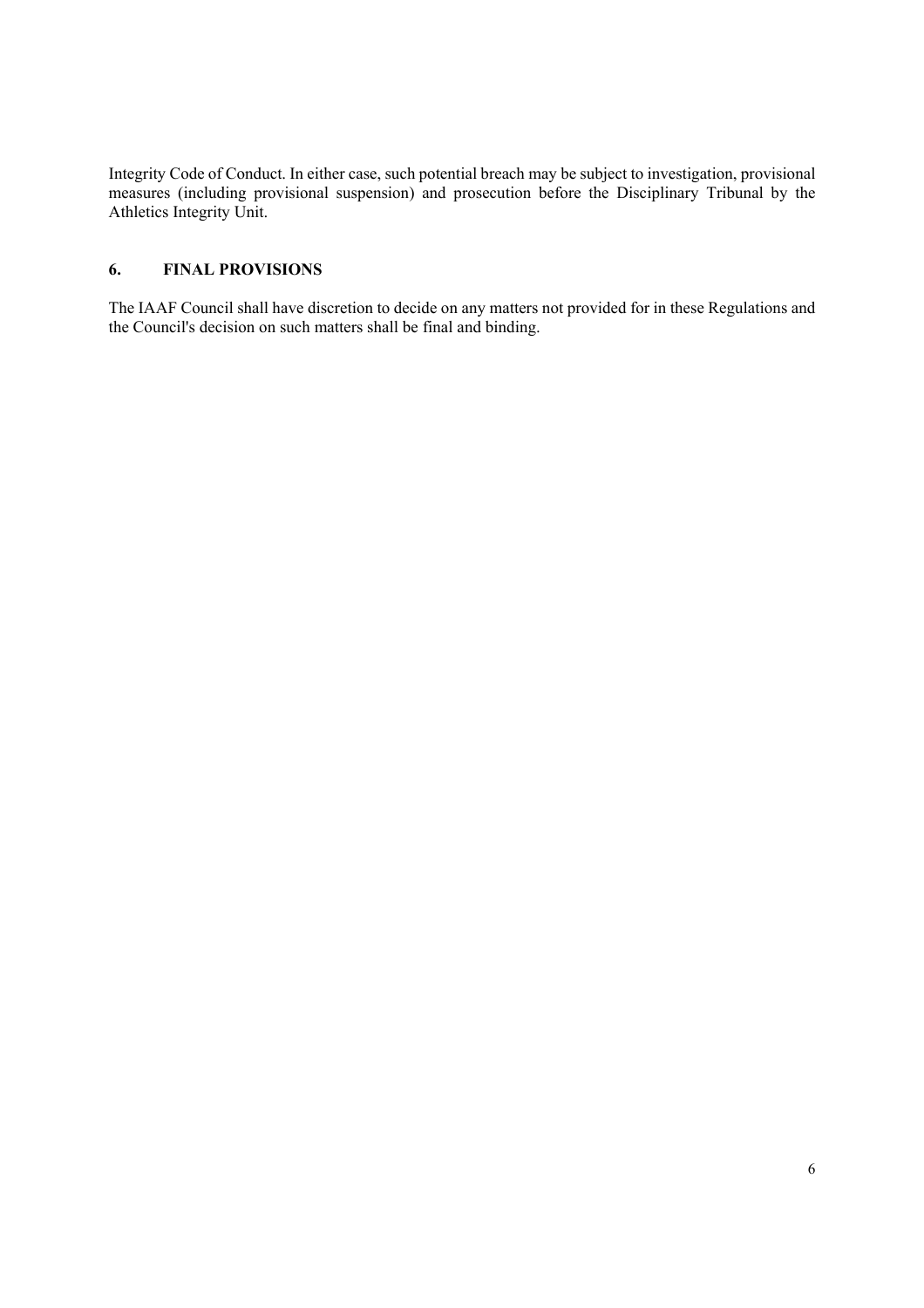Integrity Code of Conduct. In either case, such potential breach may be subject to investigation, provisional measures (including provisional suspension) and prosecution before the Disciplinary Tribunal by the Athletics Integrity Unit.

## 6. FINAL PROVISIONS

The IAAF Council shall have discretion to decide on any matters not provided for in these Regulations and the Council's decision on such matters shall be final and binding.